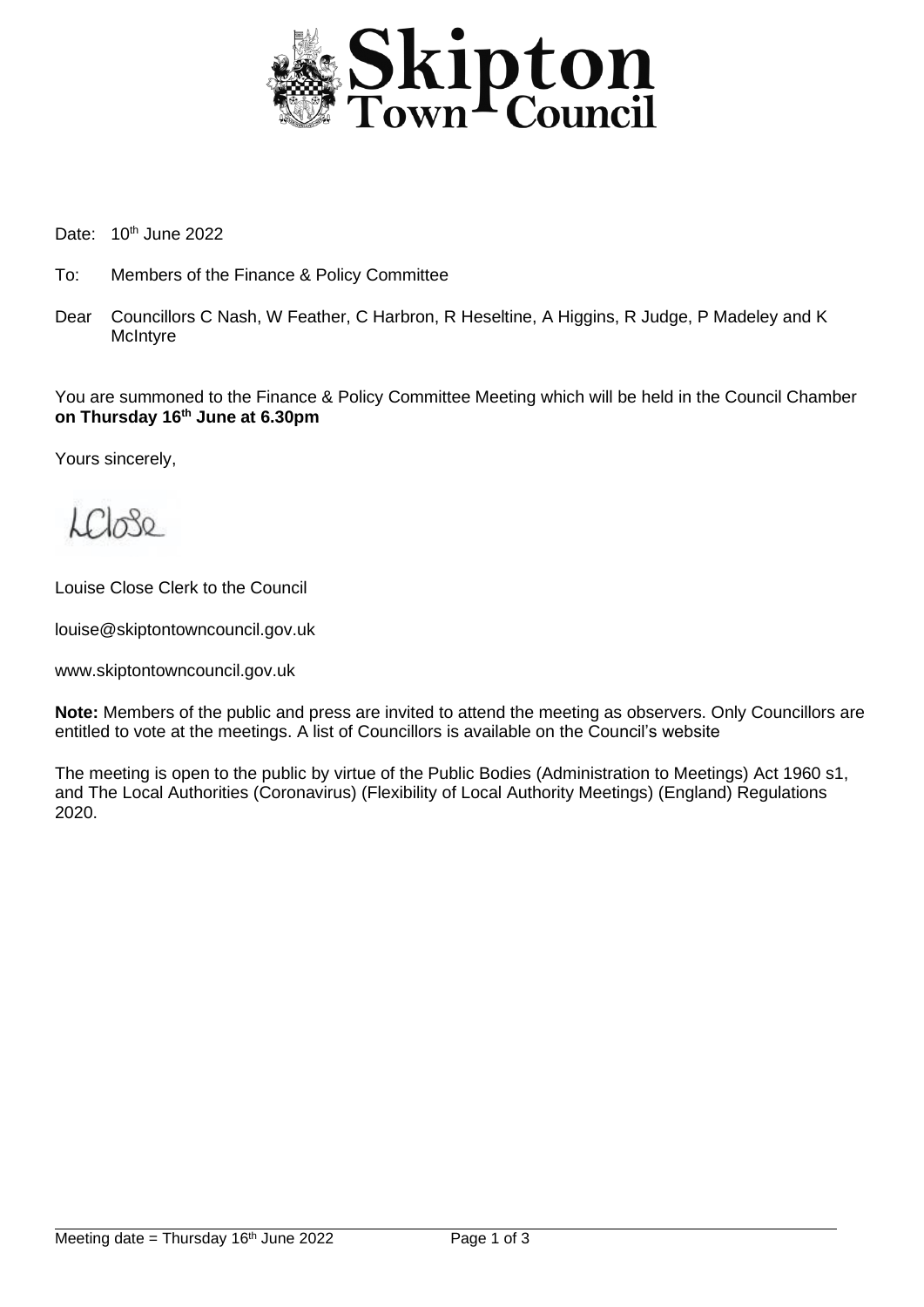# Skipton Town Council

Date: 10th June 2022

To: Members of the Finance & Policy Committee

Dear Councillors C Nash, W Feather, C Harbron, R Heseltine, A Higgins, R Judge, P Madeley and K McIntyre

You are summoned to the Finance & Policy Committee Meeting which will be held in the Council Chamber **on Thursday 16th June at 6.30pm**

Yours sincerely,

LClose

Louise Close Clerk to the Council

louise@skiptontowncouncil.gov.uk

www.skiptontowncouncil.gov.uk

**Note:** Members of the public and press are invited to attend the meeting as observers. Only Councillors are entitled to vote at the meetings. A list of Councillors is available on the Council's website

The meeting is open to the public by virtue of the Public Bodies (Administration to Meetings) Act 1960 s1, and The Local Authorities (Coronavirus) (Flexibility of Local Authority Meetings) (England) Regulations 2020.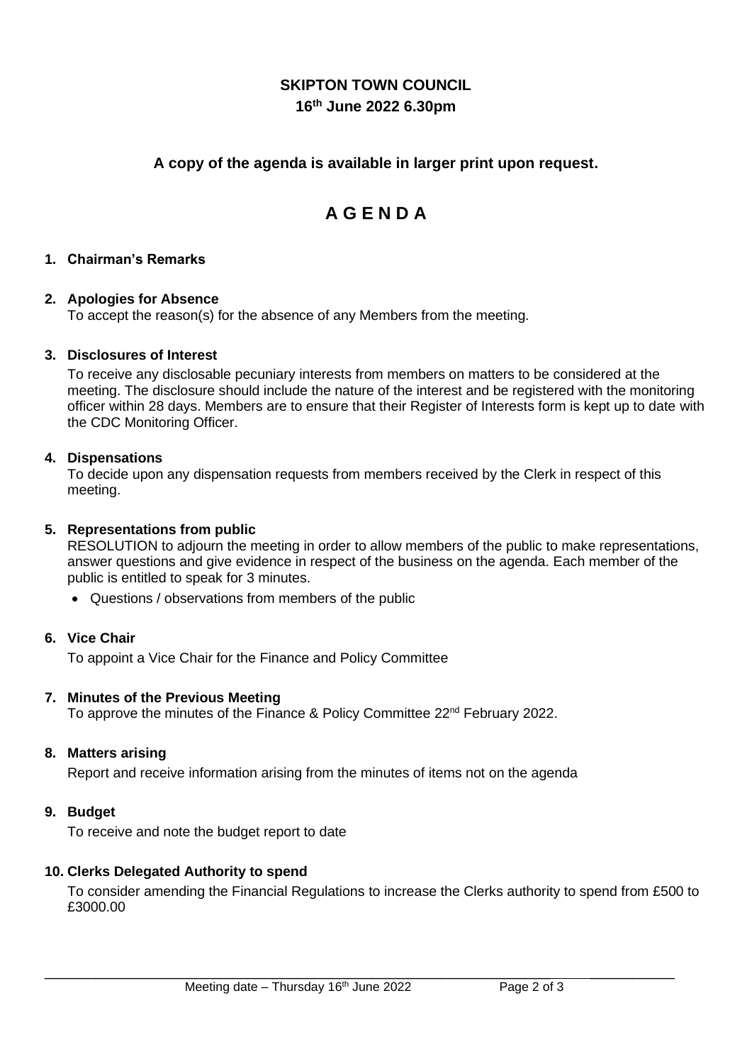# SKIPTON TOWN COUNCIL

**16th June 2022 6.30pm**

**A copy of the agenda is available in larger print upon request.**

# A G E N D A

**1. Chairman's Remarks**

**2. Apologies for Absence**

To accept the reason(s) for the absence of any Members from the meeting.

**3. Disclosures of Interest**

To receive any disclosable pecuniary interests from members on matters to be considered at the meeting. The disclosure should include the nature of the interest and be registered with the monitoring officer within 28 days. Members are to ensure that their Register of Interests form is kept up to date with the CDC Monitoring Officer.

**4. Dispensations**

To decide upon any dispensation requests from members received by the Clerk in respect of this meeting.

**5. Representations from public**

RESOLUTION to adjourn the meeting in order to allow members of the public to make representations, answer questions and give evidence in respect of the business on the agenda. Each member of the public is entitled to speak for 3 minutes.

- Questions / observations from members of the public

**6. Vice Chair**

To appoint a Vice Chair for the Finance and Policy Committee

**7. Minutes of the Previous Meeting**

To approve the minutes of the Finance & Policy Committee 22nd February 2022.

**8. Matters arising**

Report and receive information arising from the minutes of items not on the agenda

**9. Budget**

To receive and note the budget report to date

**10. Clerks Delegated Authority to spend**

To consider amending the Financial Regulations to increase the Clerks authority to spend from £500 to £3000.00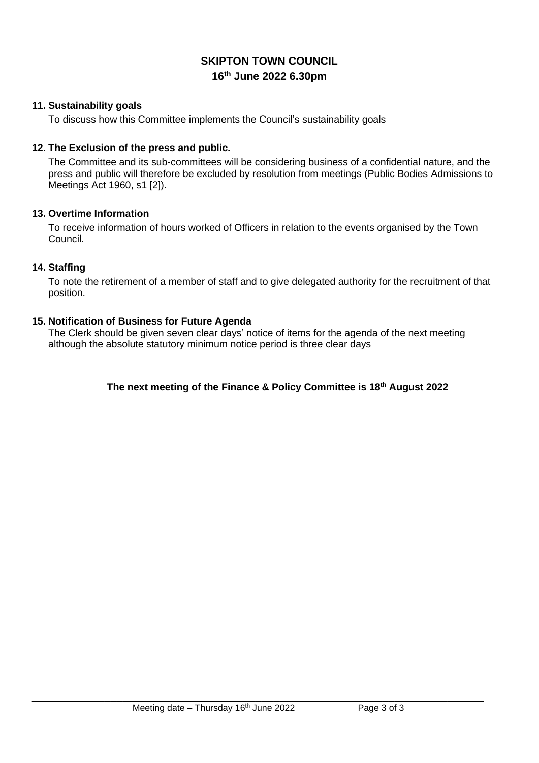**SKIPTON TOWN COUNCIL**

**16th June 2022 6.30pm**

**11. Sustainability goals**

To discuss how this Committee implements the Council's sustainability goals

**12. The Exclusion of the press and public.**

The Committee and its sub-committees will be considering business of a confidential nature, and the press and public will therefore be excluded by resolution from meetings (Public Bodies Admissions to Meetings Act 1960, s1 [2]).

**13. Overtime Information**

To receive information of hours worked of Officers in relation to the events organised by the Town Council.

**14. Staffing**

To note the retirement of a member of staff and to give delegated authority for the recruitment of that position.

**15. Notification of Business for Future Agenda**

The Clerk should be given seven clear days' notice of items for the agenda of the next meeting although the absolute statutory minimum notice period is three clear days

**The next meeting of the Finance & Policy Committee is 18th August 2022**